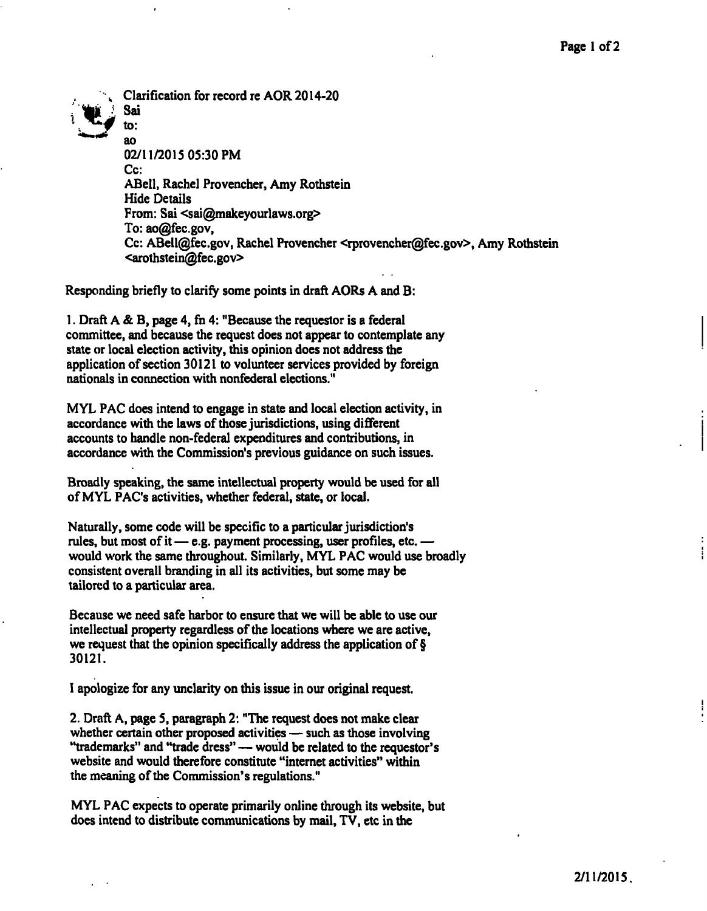Clarification for record re AOR 2014-20

Sai

to:

ao

02/11/2015 05:30 PM

Cc:

ABell, Rachel Provencher, Amy Rothstein

Hide Details

From: Sai <sai@makeyourlaws.org>

To: ao@fec.gov,

Cc: ABell@fec.gov, Rachel Provencher <rprovencher@fec.gov>, Amy Rothstein <arothstein@fec.gov>

Responding briefly to clarify some points in draft AORs A and B:

1. Draft A & B, page 4, fn 4: "Because the requestor is a federal committee, and because the request does not appear to contemplate any state or local election activity, this opinion does not address the application of section 30121 to volunteer services provided by foreign nationals in connection with nonfederal elections."

MYL PAC does intend to engage in state and local election activity, in accordance with the laws of those jurisdictions, using different accounts to handle non-federal expenditures and contributions, in accordance with the Commission's previous guidance on such issues.

Broadly speaking, the same intellectual property would be used for all of MYL PAC's activities, whether federal, state, or local.

Naturally, some code will be specific to a particular jurisdiction's rules, but most of it — e.g. payment processing, user profiles, etc. — would work the same throughout. Similarly, MYL PAC would use broadly consistent overall branding in all its activities, but some may be tailored to a particular area.

Because we need safe harbor to ensure that we will be able to use our intellectual property regardless of the locations where we are active, we request that the opinion specifically address the application of § 30121.

I apologize for any unclarity on this issue in our original request.

2. Draft A, page 5, paragraph 2: "The request does not make clear whether certain other proposed activities — such as those involving "trademarks" and "trade dress" — would be related to the requestor's website and would therefore constitute "internet activities" within the meaning of the Commission's regulations."

MYL PAC expects to operate primarily online through its website, but does intend to distribute communications by mail, TV, etc in the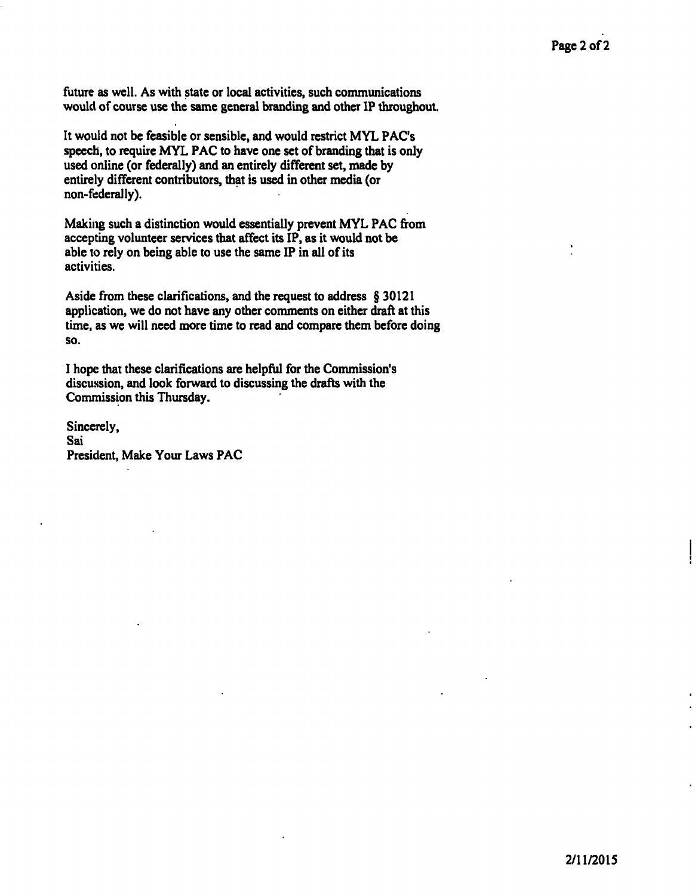future as well. As with state or local activities, such communications would of course use the same general branding and other IP throughout.

It would not be feasible or sensible, and would restrict MYL PAC's speech, to require MYL PAC to have one set of branding that is only used online (or federally) and an entirely different set, made by entirely different contributors, that is used in other media (or non-federally).

Making such a distinction would essentially prevent MYL PAC from accepting volunteer services that affect its IP, as it would not be able to rely on being able to use the same IP in all of its activities.

Aside from these clarifications, and the request to address § 30121 application, we do not have any other comments on either draft at this time, as we will need more time to read and compare them before doing so.

I hope that these clarifications are helpful for the Commission's discussion, and look forward to discussing the drafts with the Commission this Thursday.

Sincerely,
Sai
President, Make Your Laws PAC

2/11/2015